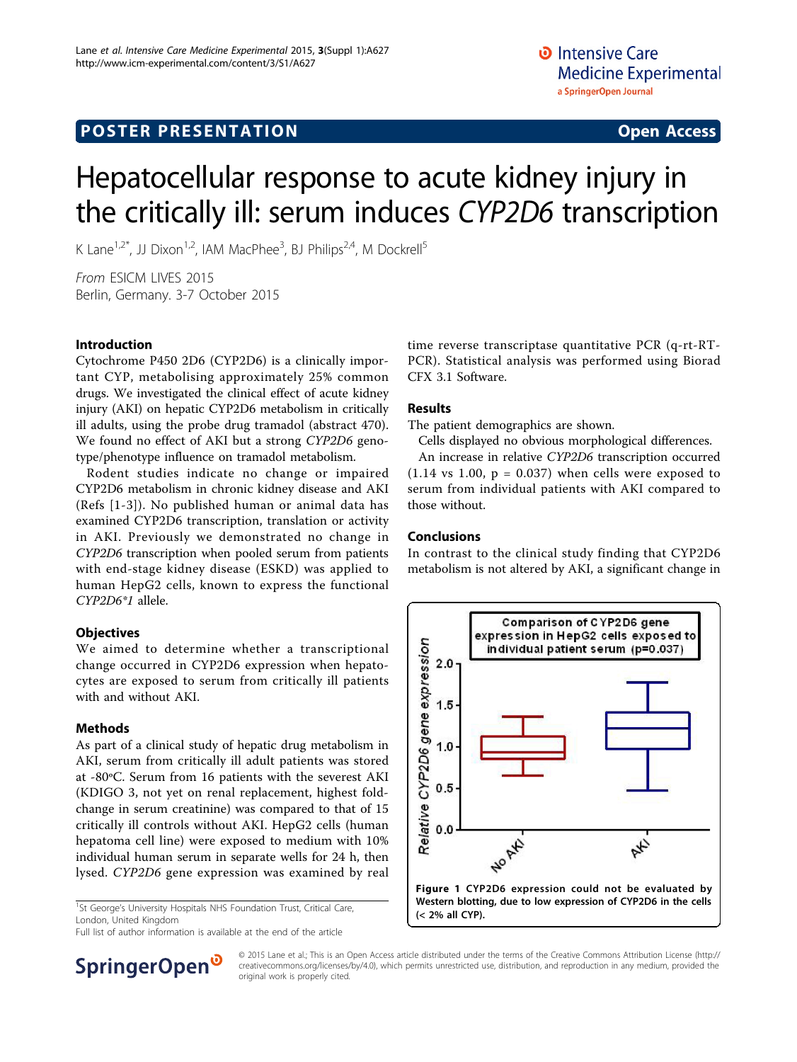POSTER PRESENTATION Open Access

# Hepatocellular response to acute kidney injury in the critically ill: serum induces *CYP2D6* transcription

K Lane[1,2*], JJ Dixon[1,2], IAM MacPhee[3], BJ Philips[2,4], M Dockrell[5]

*From* ESICM LIVES 2015
Berlin, Germany. 3-7 October 2015

## Introduction

Cytochrome P450 2D6 (CYP2D6) is a clinically important CYP, metabolising approximately 25% common drugs. We investigated the clinical effect of acute kidney injury (AKI) on hepatic CYP2D6 metabolism in critically ill adults, using the probe drug tramadol (abstract 470). We found no effect of AKI but a strong *CYP2D6* genotype/phenotype influence on tramadol metabolism.

Rodent studies indicate no change or impaired CYP2D6 metabolism in chronic kidney disease and AKI (Refs [1-3]). No published human or animal data has examined CYP2D6 transcription, translation or activity in AKI. Previously we demonstrated no change in *CYP2D6* transcription when pooled serum from patients with end-stage kidney disease (ESKD) was applied to human HepG2 cells, known to express the functional *CYP2D6*1* allele.

## Objectives

We aimed to determine whether a transcriptional change occurred in CYP2D6 expression when hepatocytes are exposed to serum from critically ill patients with and without AKI.

## Methods

As part of a clinical study of hepatic drug metabolism in AKI, serum from critically ill adult patients was stored at -80ºC. Serum from 16 patients with the severest AKI (KDIGO 3, not yet on renal replacement, highest fold-change in serum creatinine) was compared to that of 15 critically ill controls without AKI. HepG2 cells (human hepatoma cell line) were exposed to medium with 10% individual human serum in separate wells for 24 h, then lysed. *CYP2D6* gene expression was examined by real time reverse transcriptase quantitative PCR (q-rt-RT-PCR). Statistical analysis was performed using Biorad CFX 3.1 Software.

## Results

The patient demographics are shown.

Cells displayed no obvious morphological differences.

An increase in relative *CYP2D6* transcription occurred (1.14 vs 1.00, p = 0.037) when cells were exposed to serum from individual patients with AKI compared to those without.

## Conclusions

In contrast to the clinical study finding that CYP2D6 metabolism is not altered by AKI, a significant change in

**Figure 1** CYP2D6 expression could not be evaluated by Western blotting, due to low expression of CYP2D6 in the cells (< 2% all CYP).

[1]St George's University Hospitals NHS Foundation Trust, Critical Care, London, United Kingdom
Full list of author information is available at the end of the article

© 2015 Lane et al.; This is an Open Access article distributed under the terms of the Creative Commons Attribution License (http://creativecommons.org/licenses/by/4.0), which permits unrestricted use, distribution, and reproduction in any medium, provided the original work is properly cited.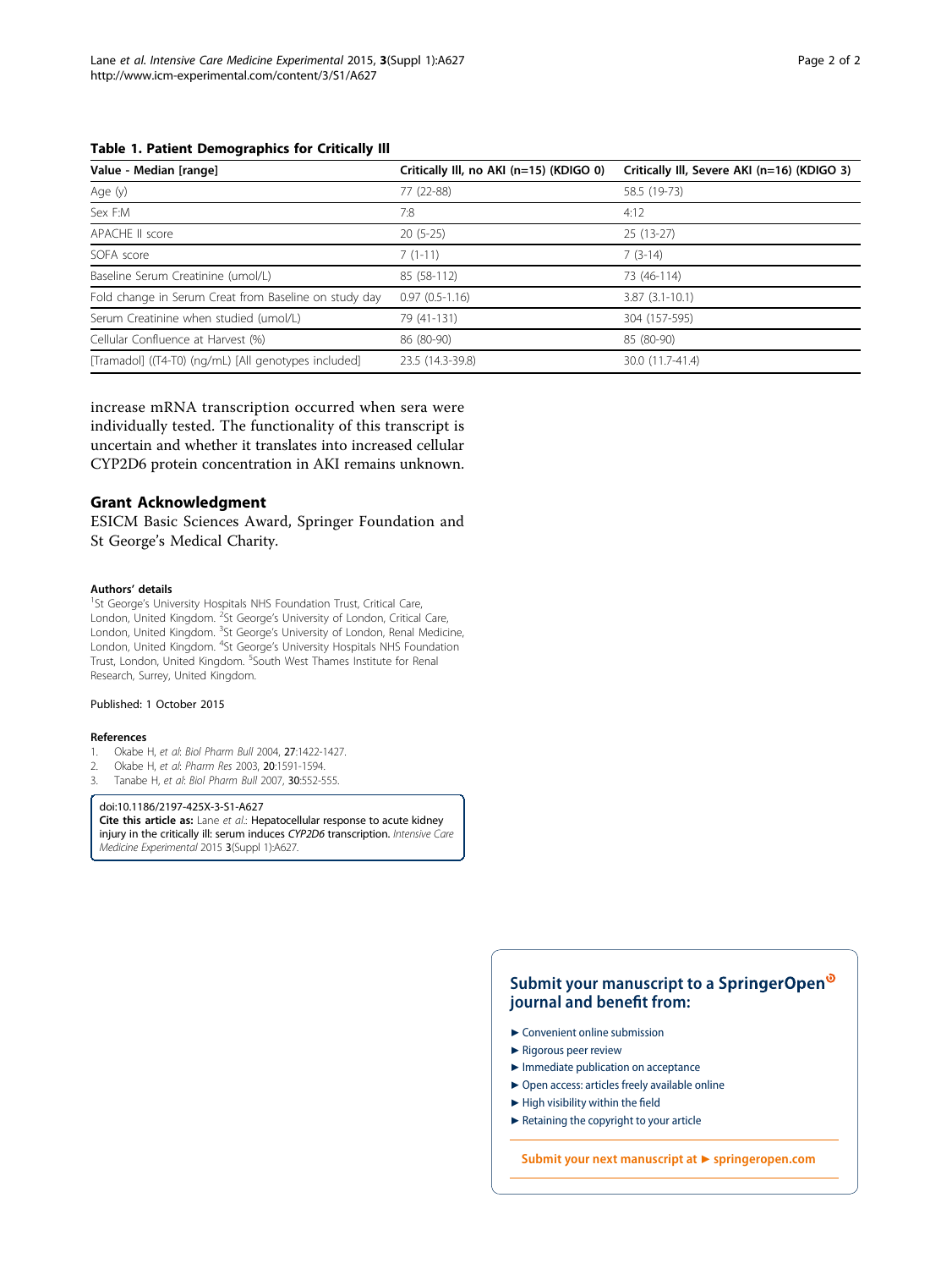**Table 1. Patient Demographics for Critically Ill**

| Value - Median [range] | Critically Ill, no AKI (n=15) (KDIGO 0) | Critically Ill, Severe AKI (n=16) (KDIGO 3) |
|---|---|---|
| Age (y) | 77 (22-88) | 58.5 (19-73) |
| Sex F:M | 7:8 | 4:12 |
| APACHE II score | 20 (5-25) | 25 (13-27) |
| SOFA score | 7 (1-11) | 7 (3-14) |
| Baseline Serum Creatinine (umol/L) | 85 (58-112) | 73 (46-114) |
| Fold change in Serum Creat from Baseline on study day | 0.97 (0.5-1.16) | 3.87 (3.1-10.1) |
| Serum Creatinine when studied (umol/L) | 79 (41-131) | 304 (157-595) |
| Cellular Confluence at Harvest (%) | 86 (80-90) | 85 (80-90) |
| [Tramadol] ((T4-T0) (ng/mL) [All genotypes included] | 23.5 (14.3-39.8) | 30.0 (11.7-41.4) |

increase mRNA transcription occurred when sera were individually tested. The functionality of this transcript is uncertain and whether it translates into increased cellular CYP2D6 protein concentration in AKI remains unknown.

## Grant Acknowledgment

ESICM Basic Sciences Award, Springer Foundation and St George's Medical Charity.

#### Authors' details

[1]St George's University Hospitals NHS Foundation Trust, Critical Care, London, United Kingdom. [2]St George's University of London, Critical Care, London, United Kingdom. [3]St George's University of London, Renal Medicine, London, United Kingdom. [4]St George's University Hospitals NHS Foundation Trust, London, United Kingdom. [5]South West Thames Institute for Renal Research, Surrey, United Kingdom.

Published: 1 October 2015

#### References

1. Okabe H, *et al*: *Biol Pharm Bull* 2004, **27**:1422-1427.
2. Okabe H, *et al*: *Pharm Res* 2003, **20**:1591-1594.
3. Tanabe H, *et al*: *Biol Pharm Bull* 2007, **30**:552-555.

doi:10.1186/2197-425X-3-S1-A627
**Cite this article as:** Lane *et al.*: Hepatocellular response to acute kidney injury in the critically ill: serum induces *CYP2D6* transcription. *Intensive Care Medicine Experimental* 2015 **3**(Suppl 1):A627.

**Submit your manuscript to a SpringerOpen journal and benefit from:**

- ► Convenient online submission
- ► Rigorous peer review
- ► Immediate publication on acceptance
- ► Open access: articles freely available online
- ► High visibility within the field
- ► Retaining the copyright to your article

**Submit your next manuscript at ► springeropen.com**